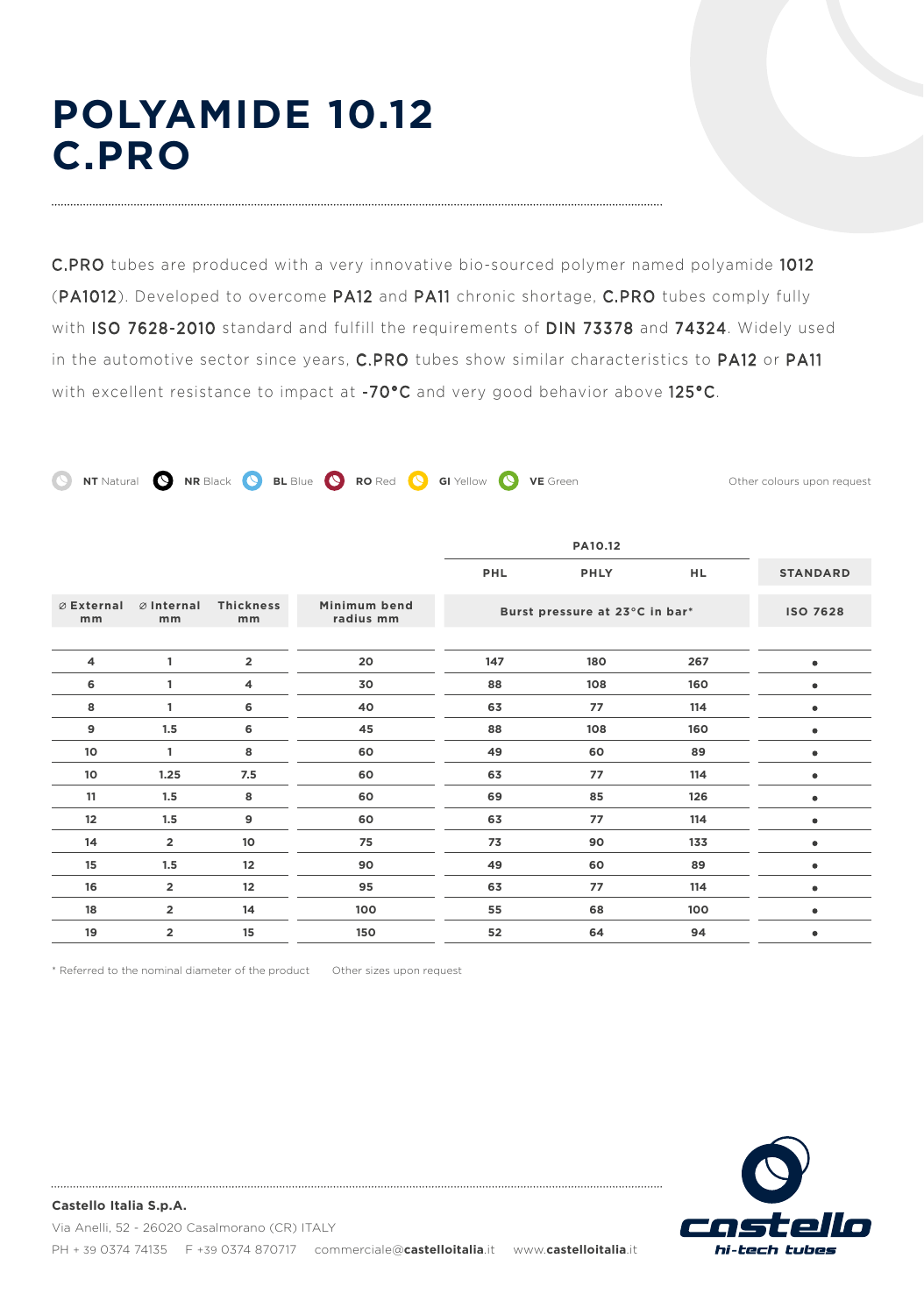# POLYAMIDE 10.12 C.PRO

C.PRO tubes are produced with a very innovative bio-sourced polymer named polyamide 1012 (PA1012). Developed to overcome PA12 and PA11 chronic shortage, C.PRO tubes comply fully with ISO 7628-2010 standard and fulfill the requirements of DIN 73378 and 74324. Widely used in the automotive sector since years, C.PRO tubes show similar characteristics to PA12 or PA11 with excellent resistance to impact at -70°C and very good behavior above 125°C.

**NT** Natural **NR** Black **BL** Blue **RO** Red **GI** Yellow **VE** Green

Other colours upon request

| | | | | PA10.12 | | | |
|---|---|---|---|---|---|---|---|
| | | | | PHL | PHLY | HL | STANDARD |
| ⌀ External mm | ⌀ Internal mm | Thickness mm | Minimum bend radius mm | Burst pressure at 23°C in bar* | | | ISO 7628 |
| 4 | 1 | 2 | 20 | 147 | 180 | 267 | • |
| 6 | 1 | 4 | 30 | 88 | 108 | 160 | • |
| 8 | 1 | 6 | 40 | 63 | 77 | 114 | • |
| 9 | 1.5 | 6 | 45 | 88 | 108 | 160 | • |
| 10 | 1 | 8 | 60 | 49 | 60 | 89 | • |
| 10 | 1.25 | 7.5 | 60 | 63 | 77 | 114 | • |
| 11 | 1.5 | 8 | 60 | 69 | 85 | 126 | • |
| 12 | 1.5 | 9 | 60 | 63 | 77 | 114 | • |
| 14 | 2 | 10 | 75 | 73 | 90 | 133 | • |
| 15 | 1.5 | 12 | 90 | 49 | 60 | 89 | • |
| 16 | 2 | 12 | 95 | 63 | 77 | 114 | • |
| 18 | 2 | 14 | 100 | 55 | 68 | 100 | • |
| 19 | 2 | 15 | 150 | 52 | 64 | 94 | • |

\* Referred to the nominal diameter of the product     Other sizes upon request

**Castello Italia S.p.A.**

Via Anelli, 52 - 26020 Casalmorano (CR) ITALY

PH + 39 0374 74135     F +39 0374 870717     commerciale@**castelloitalia**.it     www.**castelloitalia**.it

castello hi-tech tubes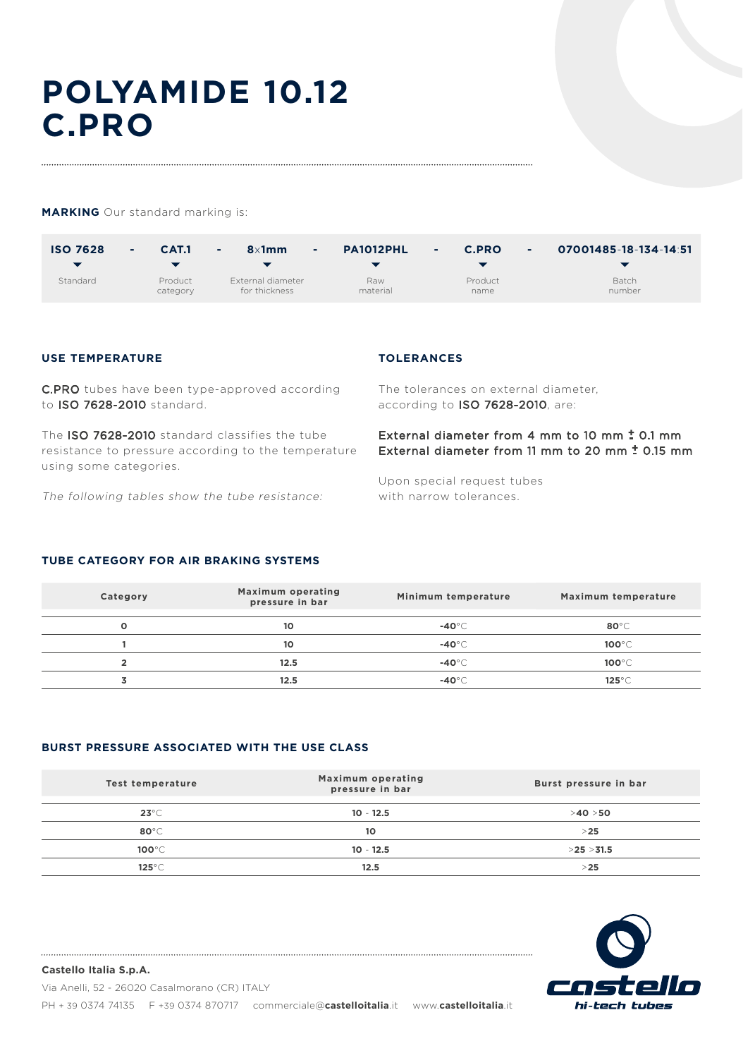# POLYAMIDE 10.12 C.PRO

**MARKING** Our standard marking is:

| ISO 7628 | - | CAT.1 | - | 8x1mm | - | PA1012PHL | - | C.PRO | - | 07001485-18-134-14:51 |
|---|---|---|---|---|---|---|---|---|---|---|
| Standard | | Product category | | External diameter for thickness | | Raw material | | Product name | | Batch number |

### USE TEMPERATURE

C.PRO tubes have been type-approved according to ISO 7628-2010 standard.

The ISO 7628-2010 standard classifies the tube resistance to pressure according to the temperature using some categories.

*The following tables show the tube resistance:*

### TOLERANCES

The tolerances on external diameter, according to ISO 7628-2010, are:

External diameter from 4 mm to 10 mm ± 0.1 mm
External diameter from 11 mm to 20 mm ± 0.15 mm

Upon special request tubes with narrow tolerances.

### TUBE CATEGORY FOR AIR BRAKING SYSTEMS

| Category | Maximum operating pressure in bar | Minimum temperature | Maximum temperature |
|---|---|---|---|
| 0 | 10 | -40°C | 80°C |
| 1 | 10 | -40°C | 100°C |
| 2 | 12.5 | -40°C | 100°C |
| 3 | 12.5 | -40°C | 125°C |

### BURST PRESSURE ASSOCIATED WITH THE USE CLASS

| Test temperature | Maximum operating pressure in bar | Burst pressure in bar |
|---|---|---|
| 23°C | 10 - 12.5 | >40 >50 |
| 80°C | 10 | >25 |
| 100°C | 10 - 12.5 | >25 >31.5 |
| 125°C | 12.5 | >25 |

**Castello Italia S.p.A.**
Via Anelli, 52 - 26020 Casalmorano (CR) ITALY
PH + 39 0374 74135   F +39 0374 870717   commerciale@**castelloitalia**.it   www.**castelloitalia**.it

castello
hi-tech tubes